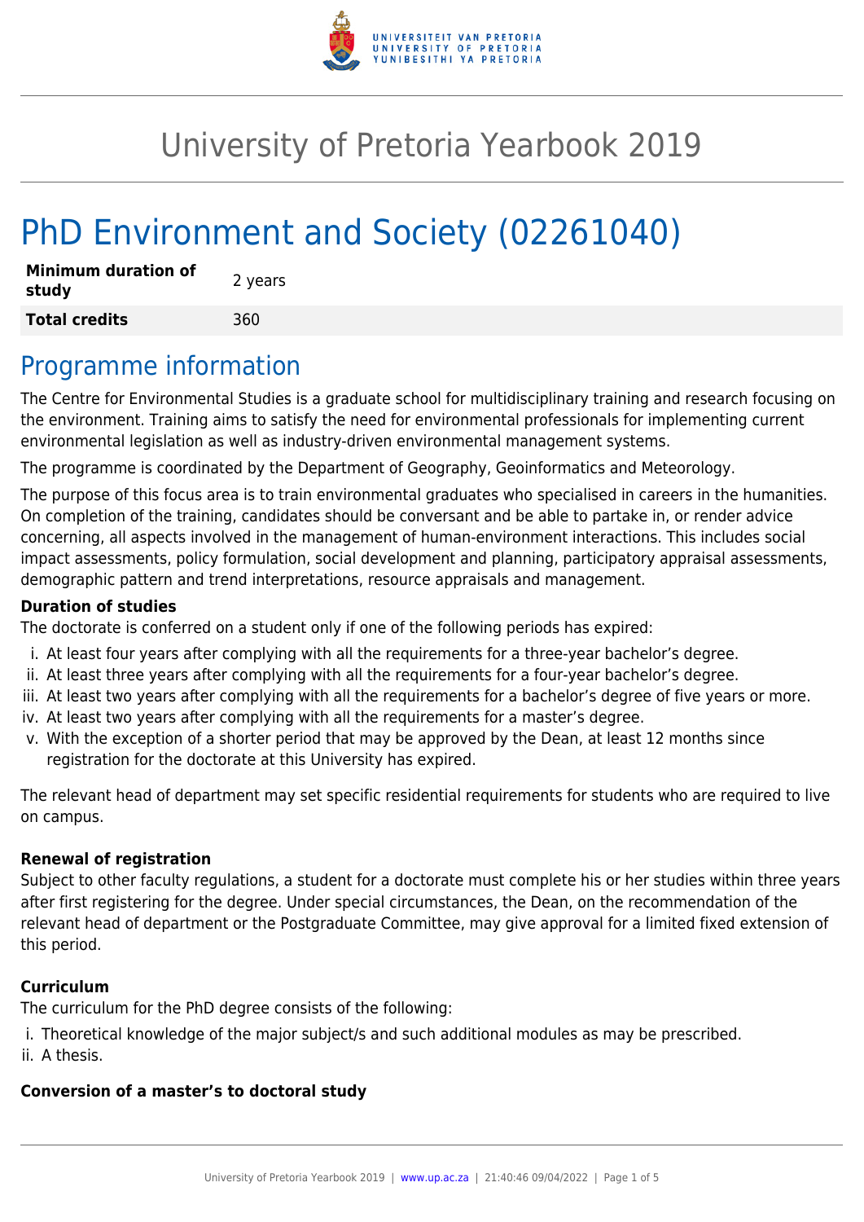# University of Pretoria Yearbook 2019

# PhD Environment and Society (02261040)

| **Minimum duration of study** | 2 years |
|---|---|
| **Total credits** | 360 |

## Programme information

The Centre for Environmental Studies is a graduate school for multidisciplinary training and research focusing on the environment. Training aims to satisfy the need for environmental professionals for implementing current environmental legislation as well as industry-driven environmental management systems.

The programme is coordinated by the Department of Geography, Geoinformatics and Meteorology.

The purpose of this focus area is to train environmental graduates who specialised in careers in the humanities. On completion of the training, candidates should be conversant and be able to partake in, or render advice concerning, all aspects involved in the management of human-environment interactions. This includes social impact assessments, policy formulation, social development and planning, participatory appraisal assessments, demographic pattern and trend interpretations, resource appraisals and management.

**Duration of studies**

The doctorate is conferred on a student only if one of the following periods has expired:

i. At least four years after complying with all the requirements for a three-year bachelor's degree.
ii. At least three years after complying with all the requirements for a four-year bachelor's degree.
iii. At least two years after complying with all the requirements for a bachelor's degree of five years or more.
iv. At least two years after complying with all the requirements for a master's degree.
v. With the exception of a shorter period that may be approved by the Dean, at least 12 months since registration for the doctorate at this University has expired.

The relevant head of department may set specific residential requirements for students who are required to live on campus.

**Renewal of registration**

Subject to other faculty regulations, a student for a doctorate must complete his or her studies within three years after first registering for the degree. Under special circumstances, the Dean, on the recommendation of the relevant head of department or the Postgraduate Committee, may give approval for a limited fixed extension of this period.

**Curriculum**

The curriculum for the PhD degree consists of the following:

i. Theoretical knowledge of the major subject/s and such additional modules as may be prescribed.
ii. A thesis.

**Conversion of a master's to doctoral study**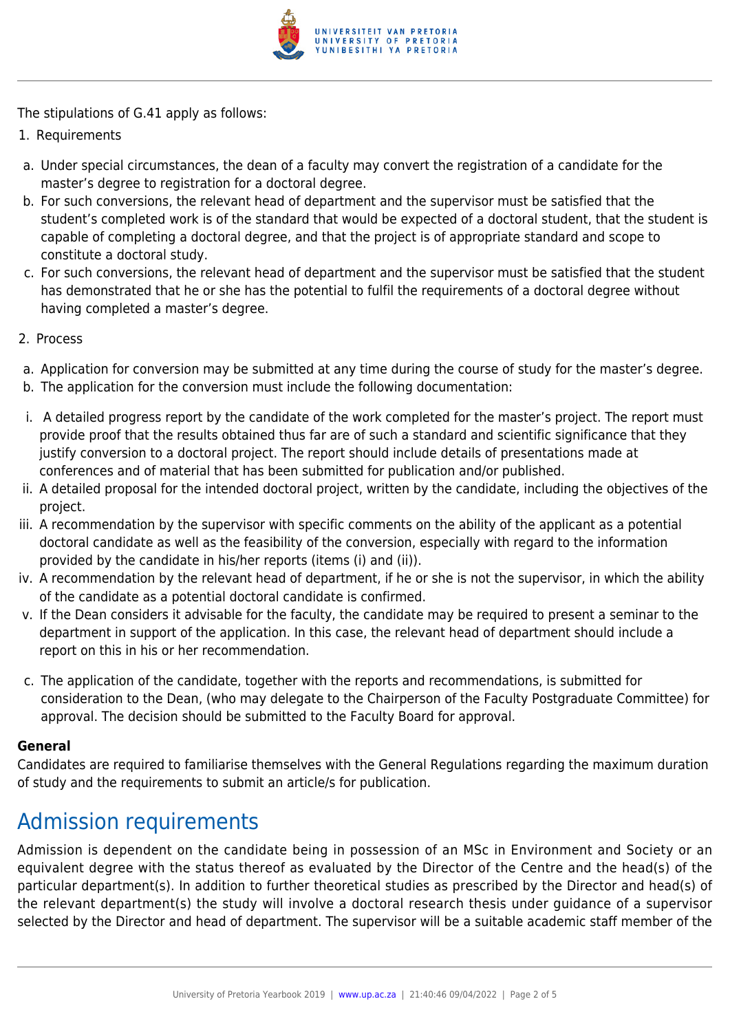The stipulations of G.41 apply as follows:

1. Requirements

a. Under special circumstances, the dean of a faculty may convert the registration of a candidate for the master's degree to registration for a doctoral degree.
b. For such conversions, the relevant head of department and the supervisor must be satisfied that the student's completed work is of the standard that would be expected of a doctoral student, that the student is capable of completing a doctoral degree, and that the project is of appropriate standard and scope to constitute a doctoral study.
c. For such conversions, the relevant head of department and the supervisor must be satisfied that the student has demonstrated that he or she has the potential to fulfil the requirements of a doctoral degree without having completed a master's degree.

2. Process

a. Application for conversion may be submitted at any time during the course of study for the master's degree.
b. The application for the conversion must include the following documentation:

i. A detailed progress report by the candidate of the work completed for the master's project. The report must provide proof that the results obtained thus far are of such a standard and scientific significance that they justify conversion to a doctoral project. The report should include details of presentations made at conferences and of material that has been submitted for publication and/or published.
ii. A detailed proposal for the intended doctoral project, written by the candidate, including the objectives of the project.
iii. A recommendation by the supervisor with specific comments on the ability of the applicant as a potential doctoral candidate as well as the feasibility of the conversion, especially with regard to the information provided by the candidate in his/her reports (items (i) and (ii)).
iv. A recommendation by the relevant head of department, if he or she is not the supervisor, in which the ability of the candidate as a potential doctoral candidate is confirmed.
v. If the Dean considers it advisable for the faculty, the candidate may be required to present a seminar to the department in support of the application. In this case, the relevant head of department should include a report on this in his or her recommendation.

c. The application of the candidate, together with the reports and recommendations, is submitted for consideration to the Dean, (who may delegate to the Chairperson of the Faculty Postgraduate Committee) for approval. The decision should be submitted to the Faculty Board for approval.

**General**

Candidates are required to familiarise themselves with the General Regulations regarding the maximum duration of study and the requirements to submit an article/s for publication.

# Admission requirements

Admission is dependent on the candidate being in possession of an MSc in Environment and Society or an equivalent degree with the status thereof as evaluated by the Director of the Centre and the head(s) of the particular department(s). In addition to further theoretical studies as prescribed by the Director and head(s) of the relevant department(s) the study will involve a doctoral research thesis under guidance of a supervisor selected by the Director and head of department. The supervisor will be a suitable academic staff member of the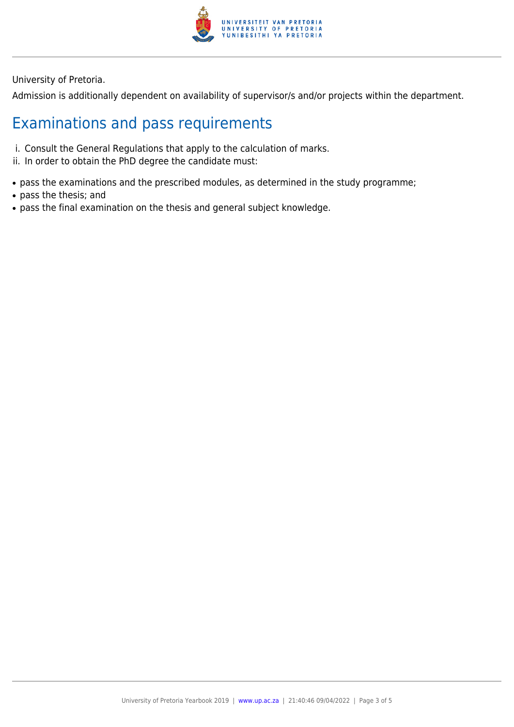University of Pretoria.

Admission is additionally dependent on availability of supervisor/s and/or projects within the department.

## Examinations and pass requirements

i. Consult the General Regulations that apply to the calculation of marks.
ii. In order to obtain the PhD degree the candidate must:

- pass the examinations and the prescribed modules, as determined in the study programme;
- pass the thesis; and
- pass the final examination on the thesis and general subject knowledge.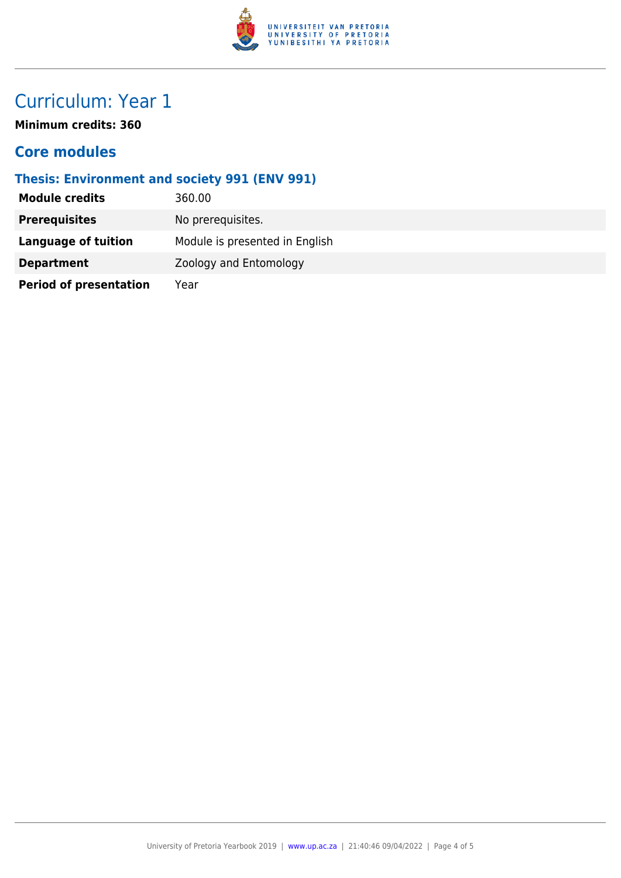# Curriculum: Year 1

**Minimum credits: 360**

## Core modules

### Thesis: Environment and society 991 (ENV 991)

| | |
|---|---|
| **Module credits** | 360.00 |
| **Prerequisites** | No prerequisites. |
| **Language of tuition** | Module is presented in English |
| **Department** | Zoology and Entomology |
| **Period of presentation** | Year |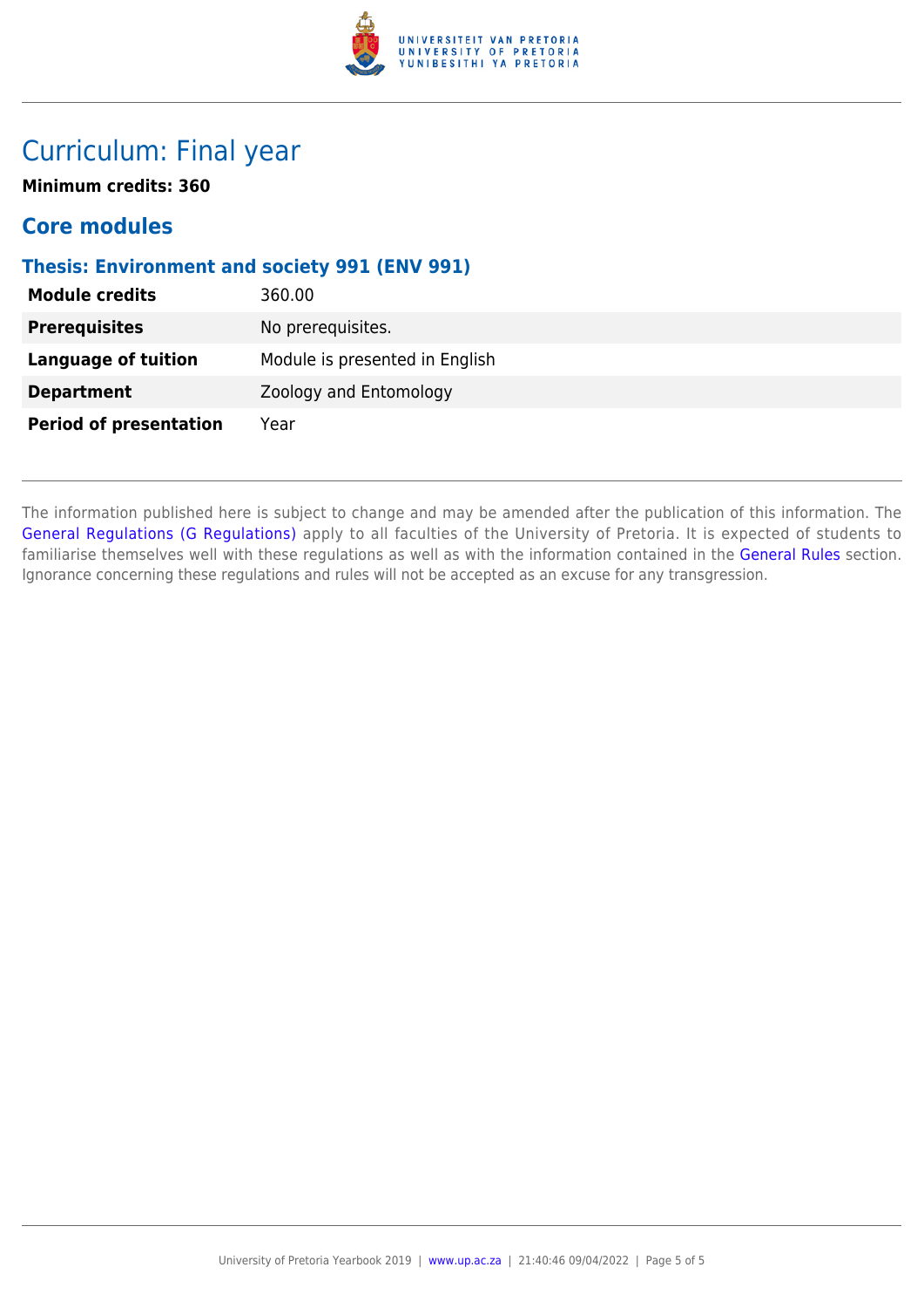# Curriculum: Final year

**Minimum credits: 360**

## Core modules

### Thesis: Environment and society 991 (ENV 991)

| | |
|---|---|
| **Module credits** | 360.00 |
| **Prerequisites** | No prerequisites. |
| **Language of tuition** | Module is presented in English |
| **Department** | Zoology and Entomology |
| **Period of presentation** | Year |

The information published here is subject to change and may be amended after the publication of this information. The General Regulations (G Regulations) apply to all faculties of the University of Pretoria. It is expected of students to familiarise themselves well with these regulations as well as with the information contained in the General Rules section. Ignorance concerning these regulations and rules will not be accepted as an excuse for any transgression.